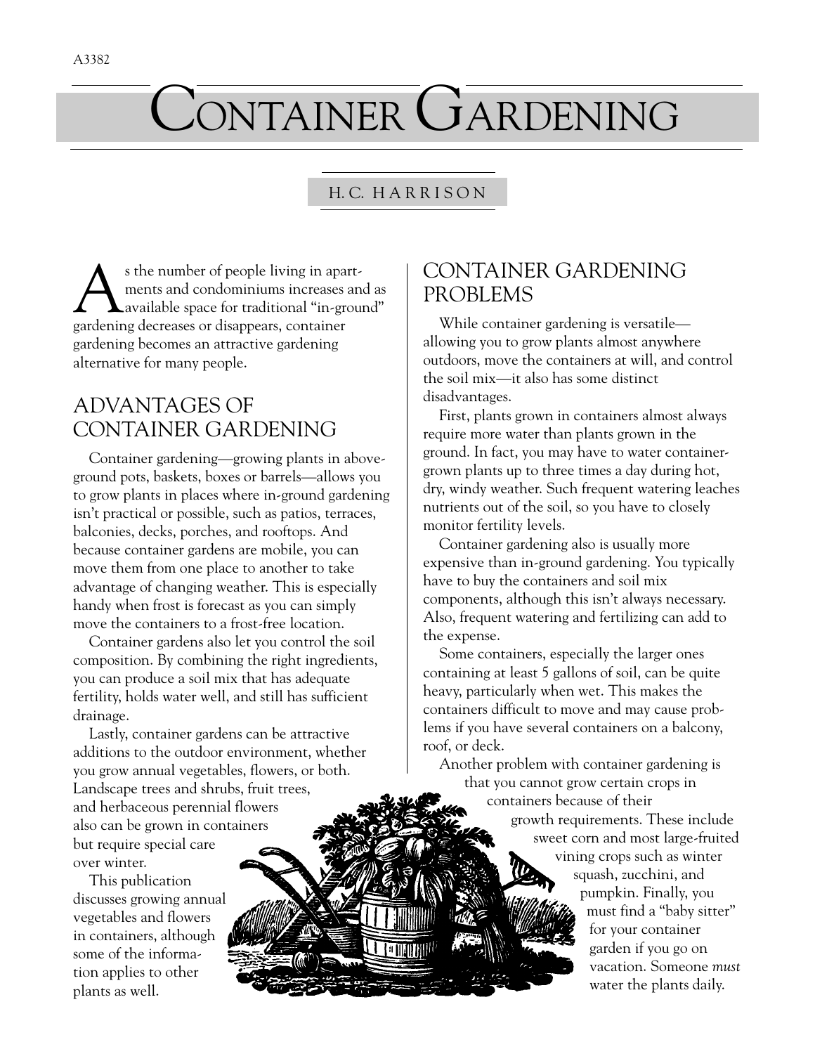A3382

# Container Gardening

H.C. HARRISON

As the number of people living in apartments and condominiums increases and as available space for traditional "in-ground" gardening decreases or disappears, container gardening becomes an attractive gardening alternative for many people.

## ADVANTAGES OF CONTAINER GARDENING

Container gardening—growing plants in above-ground pots, baskets, boxes or barrels—allows you to grow plants in places where in-ground gardening isn't practical or possible, such as patios, terraces, balconies, decks, porches, and rooftops. And because container gardens are mobile, you can move them from one place to another to take advantage of changing weather. This is especially handy when frost is forecast as you can simply move the containers to a frost-free location.

Container gardens also let you control the soil composition. By combining the right ingredients, you can produce a soil mix that has adequate fertility, holds water well, and still has sufficient drainage.

Lastly, container gardens can be attractive additions to the outdoor environment, whether you grow annual vegetables, flowers, or both. Landscape trees and shrubs, fruit trees, and herbaceous perennial flowers also can be grown in containers but require special care over winter.

This publication discusses growing annual vegetables and flowers in containers, although some of the information applies to other plants as well.

## CONTAINER GARDENING PROBLEMS

While container gardening is versatile—allowing you to grow plants almost anywhere outdoors, move the containers at will, and control the soil mix—it also has some distinct disadvantages.

First, plants grown in containers almost always require more water than plants grown in the ground. In fact, you may have to water container-grown plants up to three times a day during hot, dry, windy weather. Such frequent watering leaches nutrients out of the soil, so you have to closely monitor fertility levels.

Container gardening also is usually more expensive than in-ground gardening. You typically have to buy the containers and soil mix components, although this isn't always necessary. Also, frequent watering and fertilizing can add to the expense.

Some containers, especially the larger ones containing at least 5 gallons of soil, can be quite heavy, particularly when wet. This makes the containers difficult to move and may cause problems if you have several containers on a balcony, roof, or deck.

Another problem with container gardening is that you cannot grow certain crops in containers because of their growth requirements. These include sweet corn and most large-fruited vining crops such as winter squash, zucchini, and pumpkin. Finally, you must find a "baby sitter" for your container garden if you go on vacation. Someone *must* water the plants daily.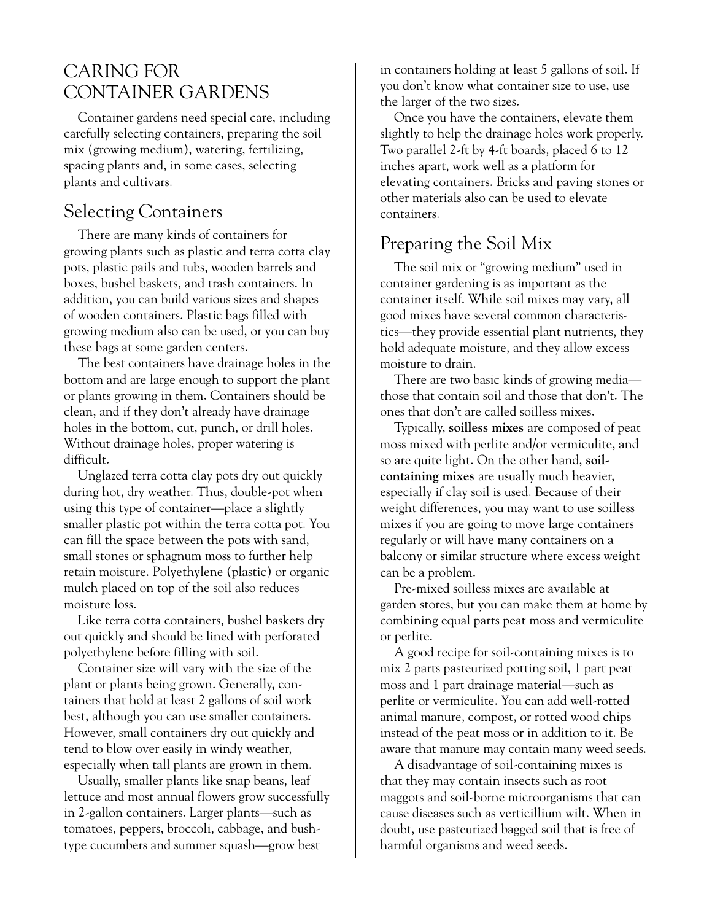# CARING FOR CONTAINER GARDENS

Container gardens need special care, including carefully selecting containers, preparing the soil mix (growing medium), watering, fertilizing, spacing plants and, in some cases, selecting plants and cultivars.

## Selecting Containers

There are many kinds of containers for growing plants such as plastic and terra cotta clay pots, plastic pails and tubs, wooden barrels and boxes, bushel baskets, and trash containers. In addition, you can build various sizes and shapes of wooden containers. Plastic bags filled with growing medium also can be used, or you can buy these bags at some garden centers.

The best containers have drainage holes in the bottom and are large enough to support the plant or plants growing in them. Containers should be clean, and if they don't already have drainage holes in the bottom, cut, punch, or drill holes. Without drainage holes, proper watering is difficult.

Unglazed terra cotta clay pots dry out quickly during hot, dry weather. Thus, double-pot when using this type of container—place a slightly smaller plastic pot within the terra cotta pot. You can fill the space between the pots with sand, small stones or sphagnum moss to further help retain moisture. Polyethylene (plastic) or organic mulch placed on top of the soil also reduces moisture loss.

Like terra cotta containers, bushel baskets dry out quickly and should be lined with perforated polyethylene before filling with soil.

Container size will vary with the size of the plant or plants being grown. Generally, containers that hold at least 2 gallons of soil work best, although you can use smaller containers. However, small containers dry out quickly and tend to blow over easily in windy weather, especially when tall plants are grown in them.

Usually, smaller plants like snap beans, leaf lettuce and most annual flowers grow successfully in 2-gallon containers. Larger plants—such as tomatoes, peppers, broccoli, cabbage, and bush-type cucumbers and summer squash—grow best in containers holding at least 5 gallons of soil. If you don't know what container size to use, use the larger of the two sizes.

Once you have the containers, elevate them slightly to help the drainage holes work properly. Two parallel 2-ft by 4-ft boards, placed 6 to 12 inches apart, work well as a platform for elevating containers. Bricks and paving stones or other materials also can be used to elevate containers.

## Preparing the Soil Mix

The soil mix or "growing medium" used in container gardening is as important as the container itself. While soil mixes may vary, all good mixes have several common characteristics—they provide essential plant nutrients, they hold adequate moisture, and they allow excess moisture to drain.

There are two basic kinds of growing media—those that contain soil and those that don't. The ones that don't are called soilless mixes.

Typically, **soilless mixes** are composed of peat moss mixed with perlite and/or vermiculite, and so are quite light. On the other hand, **soil-containing mixes** are usually much heavier, especially if clay soil is used. Because of their weight differences, you may want to use soilless mixes if you are going to move large containers regularly or will have many containers on a balcony or similar structure where excess weight can be a problem.

Pre-mixed soilless mixes are available at garden stores, but you can make them at home by combining equal parts peat moss and vermiculite or perlite.

A good recipe for soil-containing mixes is to mix 2 parts pasteurized potting soil, 1 part peat moss and 1 part drainage material—such as perlite or vermiculite. You can add well-rotted animal manure, compost, or rotted wood chips instead of the peat moss or in addition to it. Be aware that manure may contain many weed seeds.

A disadvantage of soil-containing mixes is that they may contain insects such as root maggots and soil-borne microorganisms that can cause diseases such as verticillium wilt. When in doubt, use pasteurized bagged soil that is free of harmful organisms and weed seeds.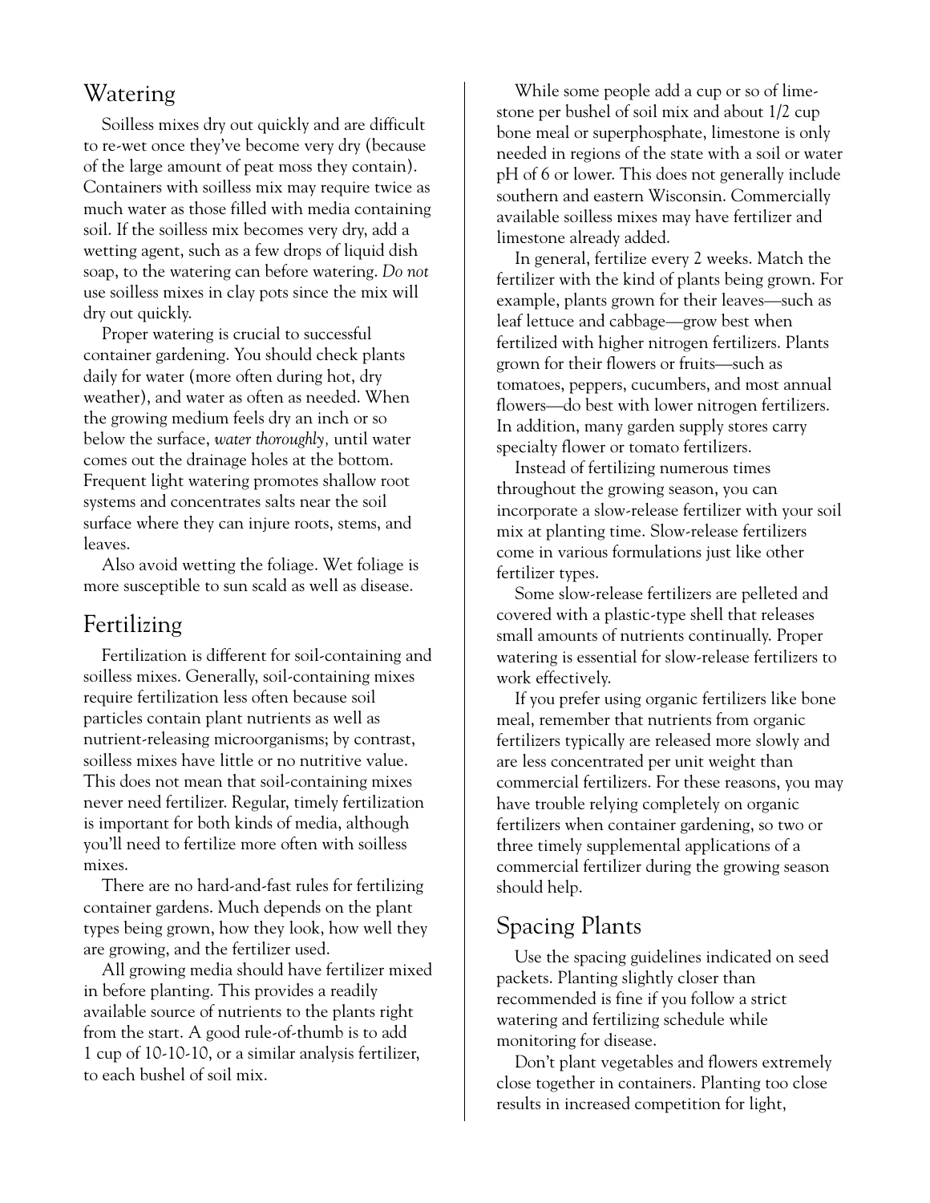## Watering

Soilless mixes dry out quickly and are difficult to re-wet once they've become very dry (because of the large amount of peat moss they contain). Containers with soilless mix may require twice as much water as those filled with media containing soil. If the soilless mix becomes very dry, add a wetting agent, such as a few drops of liquid dish soap, to the watering can before watering. *Do not* use soilless mixes in clay pots since the mix will dry out quickly.

Proper watering is crucial to successful container gardening. You should check plants daily for water (more often during hot, dry weather), and water as often as needed. When the growing medium feels dry an inch or so below the surface, *water thoroughly,* until water comes out the drainage holes at the bottom. Frequent light watering promotes shallow root systems and concentrates salts near the soil surface where they can injure roots, stems, and leaves.

Also avoid wetting the foliage. Wet foliage is more susceptible to sun scald as well as disease.

## Fertilizing

Fertilization is different for soil-containing and soilless mixes. Generally, soil-containing mixes require fertilization less often because soil particles contain plant nutrients as well as nutrient-releasing microorganisms; by contrast, soilless mixes have little or no nutritive value. This does not mean that soil-containing mixes never need fertilizer. Regular, timely fertilization is important for both kinds of media, although you'll need to fertilize more often with soilless mixes.

There are no hard-and-fast rules for fertilizing container gardens. Much depends on the plant types being grown, how they look, how well they are growing, and the fertilizer used.

All growing media should have fertilizer mixed in before planting. This provides a readily available source of nutrients to the plants right from the start. A good rule-of-thumb is to add 1 cup of 10-10-10, or a similar analysis fertilizer, to each bushel of soil mix.

While some people add a cup or so of limestone per bushel of soil mix and about 1/2 cup bone meal or superphosphate, limestone is only needed in regions of the state with a soil or water pH of 6 or lower. This does not generally include southern and eastern Wisconsin. Commercially available soilless mixes may have fertilizer and limestone already added.

In general, fertilize every 2 weeks. Match the fertilizer with the kind of plants being grown. For example, plants grown for their leaves—such as leaf lettuce and cabbage—grow best when fertilized with higher nitrogen fertilizers. Plants grown for their flowers or fruits—such as tomatoes, peppers, cucumbers, and most annual flowers—do best with lower nitrogen fertilizers. In addition, many garden supply stores carry specialty flower or tomato fertilizers.

Instead of fertilizing numerous times throughout the growing season, you can incorporate a slow-release fertilizer with your soil mix at planting time. Slow-release fertilizers come in various formulations just like other fertilizer types.

Some slow-release fertilizers are pelleted and covered with a plastic-type shell that releases small amounts of nutrients continually. Proper watering is essential for slow-release fertilizers to work effectively.

If you prefer using organic fertilizers like bone meal, remember that nutrients from organic fertilizers typically are released more slowly and are less concentrated per unit weight than commercial fertilizers. For these reasons, you may have trouble relying completely on organic fertilizers when container gardening, so two or three timely supplemental applications of a commercial fertilizer during the growing season should help.

## Spacing Plants

Use the spacing guidelines indicated on seed packets. Planting slightly closer than recommended is fine if you follow a strict watering and fertilizing schedule while monitoring for disease.

Don't plant vegetables and flowers extremely close together in containers. Planting too close results in increased competition for light,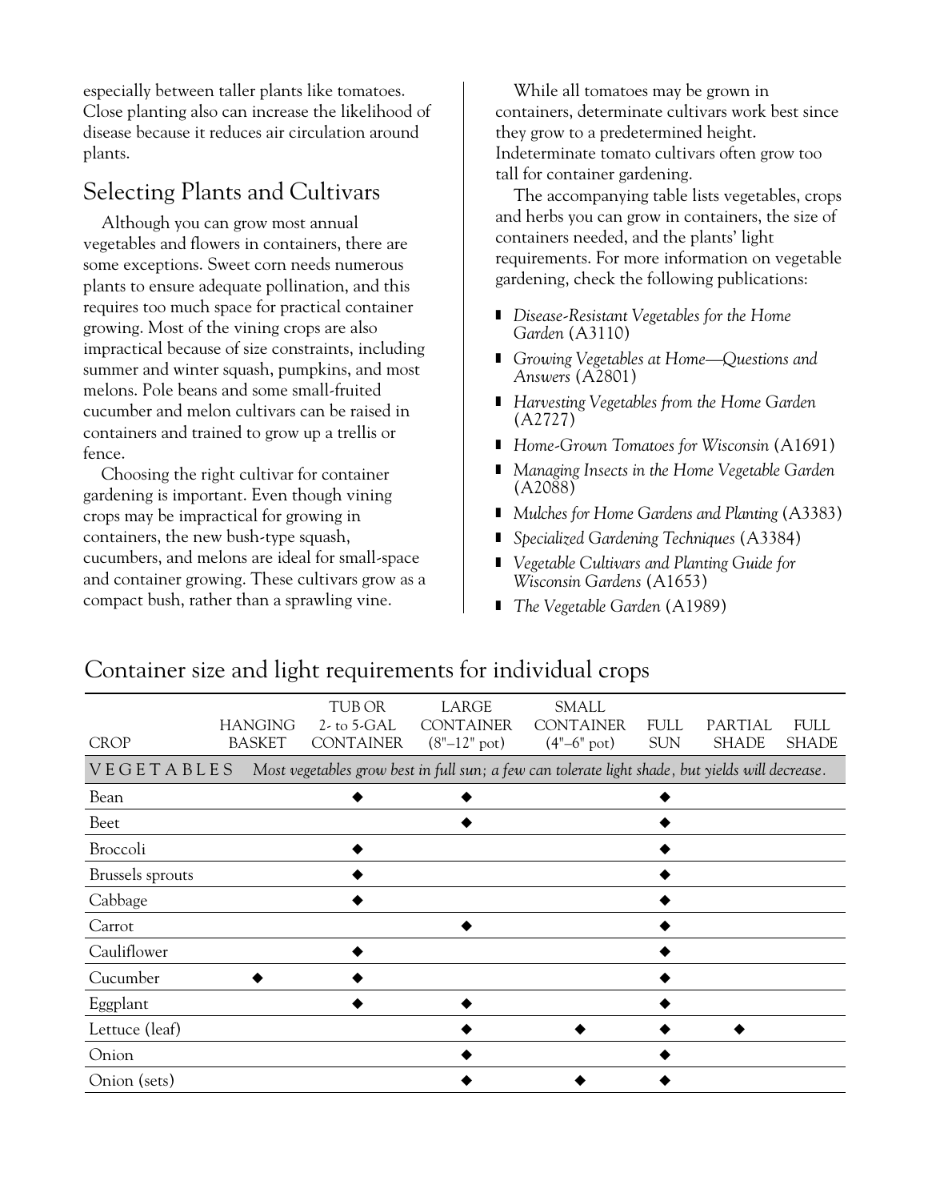especially between taller plants like tomatoes. Close planting also can increase the likelihood of disease because it reduces air circulation around plants.

## Selecting Plants and Cultivars

Although you can grow most annual vegetables and flowers in containers, there are some exceptions. Sweet corn needs numerous plants to ensure adequate pollination, and this requires too much space for practical container growing. Most of the vining crops are also impractical because of size constraints, including summer and winter squash, pumpkins, and most melons. Pole beans and some small-fruited cucumber and melon cultivars can be raised in containers and trained to grow up a trellis or fence.

Choosing the right cultivar for container gardening is important. Even though vining crops may be impractical for growing in containers, the new bush-type squash, cucumbers, and melons are ideal for small-space and container growing. These cultivars grow as a compact bush, rather than a sprawling vine.

While all tomatoes may be grown in containers, determinate cultivars work best since they grow to a predetermined height. Indeterminate tomato cultivars often grow too tall for container gardening.

The accompanying table lists vegetables, crops and herbs you can grow in containers, the size of containers needed, and the plants' light requirements. For more information on vegetable gardening, check the following publications:

- *Disease-Resistant Vegetables for the Home Garden* (A3110)
- *Growing Vegetables at Home—Questions and Answers* (A2801)
- *Harvesting Vegetables from the Home Garden* (A2727)
- *Home-Grown Tomatoes for Wisconsin* (A1691)
- *Managing Insects in the Home Vegetable Garden* (A2088)
- *Mulches for Home Gardens and Planting* (A3383)
- *Specialized Gardening Techniques* (A3384)
- *Vegetable Cultivars and Planting Guide for Wisconsin Gardens* (A1653)
- *The Vegetable Garden* (A1989)

## Container size and light requirements for individual crops

| CROP | HANGING BASKET | TUB OR 2- to 5-GAL CONTAINER | LARGE CONTAINER (8"–12" pot) | SMALL CONTAINER (4"–6" pot) | FULL SUN | PARTIAL SHADE | FULL SHADE |
|---|---|---|---|---|---|---|---|
| VEGETABLES *Most vegetables grow best in full sun; a few can tolerate light shade, but yields will decrease.* | | | | | | | |
| Bean | | ◆ | ◆ | | ◆ | | |
| Beet | | | ◆ | | ◆ | | |
| Broccoli | | ◆ | | | ◆ | | |
| Brussels sprouts | | ◆ | | | ◆ | | |
| Cabbage | | ◆ | | | ◆ | | |
| Carrot | | | ◆ | | ◆ | | |
| Cauliflower | | ◆ | | | ◆ | | |
| Cucumber | ◆ | ◆ | | | ◆ | | |
| Eggplant | | ◆ | ◆ | | ◆ | | |
| Lettuce (leaf) | | | ◆ | ◆ | ◆ | ◆ | |
| Onion | | | ◆ | | ◆ | | |
| Onion (sets) | | | ◆ | ◆ | ◆ | | |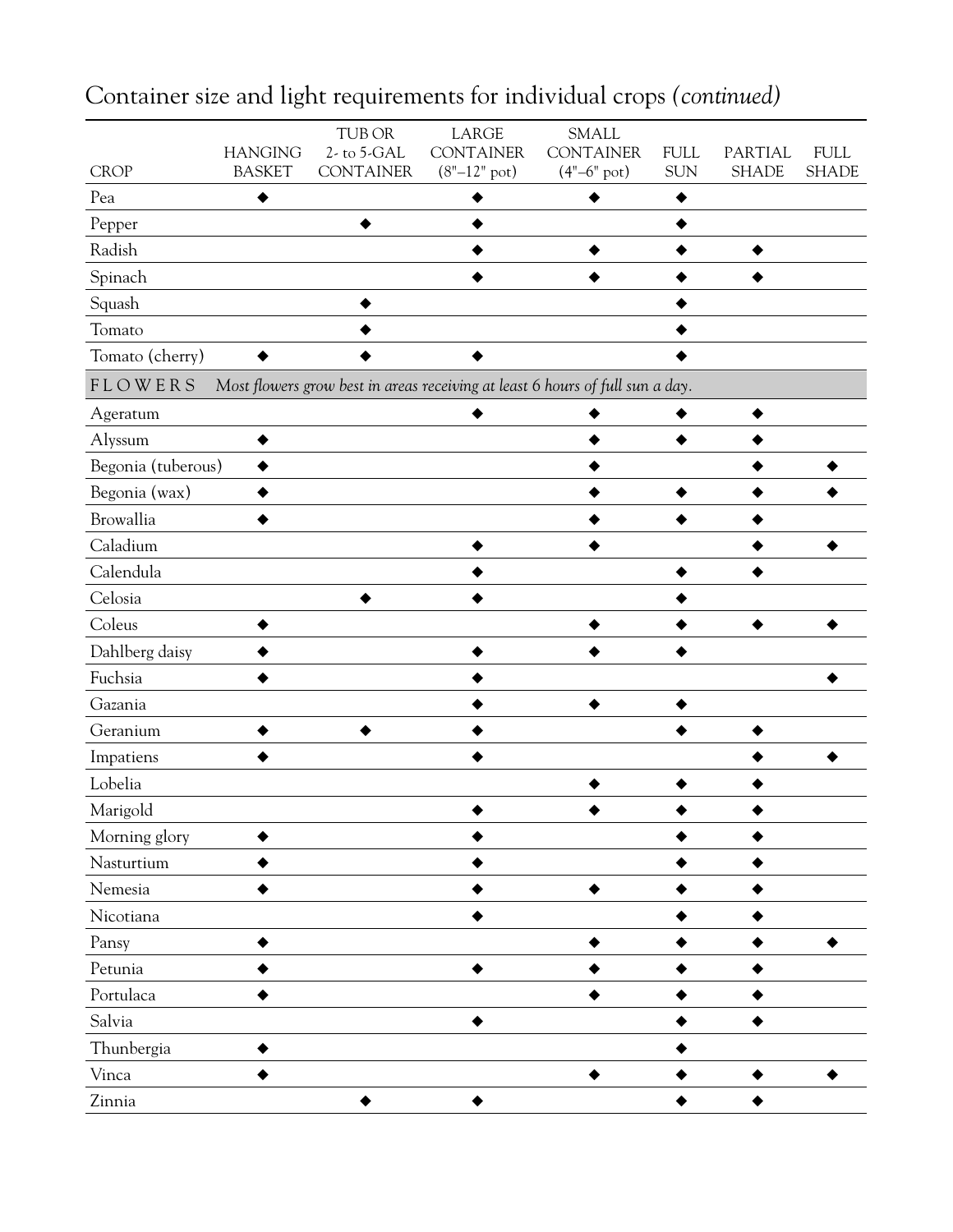# Container size and light requirements for individual crops *(continued)*

| CROP | HANGING BASKET | TUB OR 2- to 5-GAL CONTAINER | LARGE CONTAINER (8"–12" pot) | SMALL CONTAINER (4"–6" pot) | FULL SUN | PARTIAL SHADE | FULL SHADE |
|---|---|---|---|---|---|---|---|
| Pea | ◆ | | ◆ | ◆ | ◆ | | |
| Pepper | | ◆ | ◆ | | ◆ | | |
| Radish | | | ◆ | ◆ | ◆ | ◆ | |
| Spinach | | | ◆ | ◆ | ◆ | ◆ | |
| Squash | | ◆ | | | ◆ | | |
| Tomato | | ◆ | | | ◆ | | |
| Tomato (cherry) | ◆ | ◆ | ◆ | | ◆ | | |
| FLOWERS *Most flowers grow best in areas receiving at least 6 hours of full sun a day.* | | | | | | | |
| Ageratum | | | ◆ | ◆ | ◆ | ◆ | |
| Alyssum | ◆ | | | ◆ | ◆ | ◆ | |
| Begonia (tuberous) | ◆ | | | ◆ | | ◆ | ◆ |
| Begonia (wax) | ◆ | | | ◆ | ◆ | ◆ | ◆ |
| Browallia | ◆ | | | ◆ | ◆ | ◆ | |
| Caladium | | | ◆ | ◆ | | ◆ | ◆ |
| Calendula | | | ◆ | | ◆ | ◆ | |
| Celosia | | ◆ | ◆ | | ◆ | | |
| Coleus | ◆ | | | ◆ | ◆ | ◆ | ◆ |
| Dahlberg daisy | ◆ | | ◆ | ◆ | ◆ | | |
| Fuchsia | ◆ | | ◆ | | | | ◆ |
| Gazania | | | ◆ | ◆ | ◆ | | |
| Geranium | ◆ | ◆ | ◆ | | ◆ | ◆ | |
| Impatiens | ◆ | | ◆ | | | ◆ | ◆ |
| Lobelia | | | | ◆ | ◆ | ◆ | |
| Marigold | | | ◆ | ◆ | ◆ | ◆ | |
| Morning glory | ◆ | | ◆ | | ◆ | ◆ | |
| Nasturtium | ◆ | | ◆ | | ◆ | ◆ | |
| Nemesia | ◆ | | ◆ | ◆ | ◆ | ◆ | |
| Nicotiana | | | ◆ | | ◆ | ◆ | |
| Pansy | ◆ | | | ◆ | ◆ | ◆ | ◆ |
| Petunia | ◆ | | ◆ | ◆ | ◆ | ◆ | |
| Portulaca | ◆ | | | ◆ | ◆ | ◆ | |
| Salvia | | | ◆ | | ◆ | ◆ | |
| Thunbergia | ◆ | | | | ◆ | | |
| Vinca | ◆ | | | ◆ | ◆ | ◆ | ◆ |
| Zinnia | | ◆ | ◆ | | ◆ | ◆ | |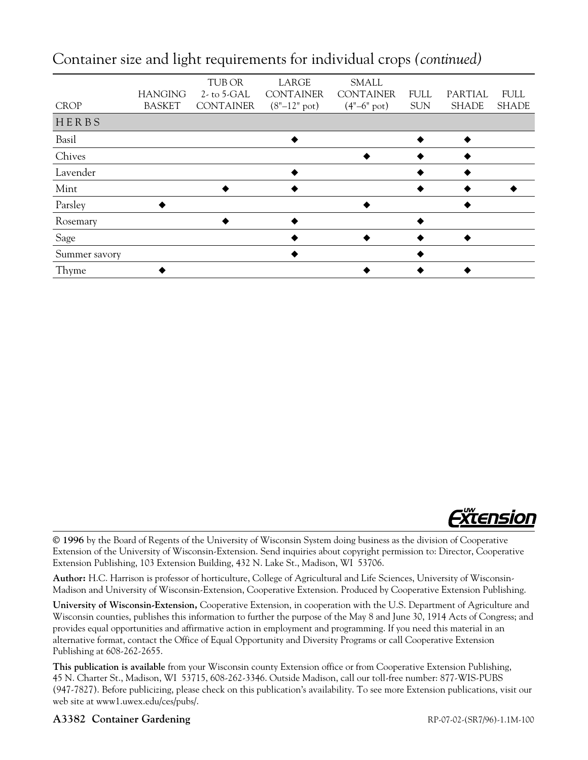## Container size and light requirements for individual crops *(continued)*

| CROP | HANGING BASKET | TUB OR 2- to 5-GAL CONTAINER | LARGE CONTAINER (8"–12" pot) | SMALL CONTAINER (4"–6" pot) | FULL SUN | PARTIAL SHADE | FULL SHADE |
|---|---|---|---|---|---|---|---|
| HERBS | | | | | | | |
| Basil | | | ◆ | | ◆ | ◆ | |
| Chives | | | | ◆ | ◆ | ◆ | |
| Lavender | | | ◆ | | ◆ | ◆ | |
| Mint | | ◆ | ◆ | | ◆ | ◆ | ◆ |
| Parsley | ◆ | | | ◆ | | ◆ | |
| Rosemary | | ◆ | ◆ | | ◆ | | |
| Sage | | | ◆ | ◆ | ◆ | ◆ | |
| Summer savory | | | ◆ | | ◆ | | |
| Thyme | ◆ | | | ◆ | ◆ | ◆ | |

UW Extension

**© 1996** by the Board of Regents of the University of Wisconsin System doing business as the division of Cooperative Extension of the University of Wisconsin-Extension. Send inquiries about copyright permission to: Director, Cooperative Extension Publishing, 103 Extension Building, 432 N. Lake St., Madison, WI 53706.

**Author:** H.C. Harrison is professor of horticulture, College of Agricultural and Life Sciences, University of Wisconsin-Madison and University of Wisconsin-Extension, Cooperative Extension. Produced by Cooperative Extension Publishing.

**University of Wisconsin-Extension,** Cooperative Extension, in cooperation with the U.S. Department of Agriculture and Wisconsin counties, publishes this information to further the purpose of the May 8 and June 30, 1914 Acts of Congress; and provides equal opportunities and affirmative action in employment and programming. If you need this material in an alternative format, contact the Office of Equal Opportunity and Diversity Programs or call Cooperative Extension Publishing at 608-262-2655.

**This publication is available** from your Wisconsin county Extension office or from Cooperative Extension Publishing, 45 N. Charter St., Madison, WI 53715, 608-262-3346. Outside Madison, call our toll-free number: 877-WIS-PUBS (947-7827). Before publicizing, please check on this publication's availability. To see more Extension publications, visit our web site at www1.uwex.edu/ces/pubs/.

**A3382 Container Gardening** RP-07-02-(SR7/96)-1.1M-100